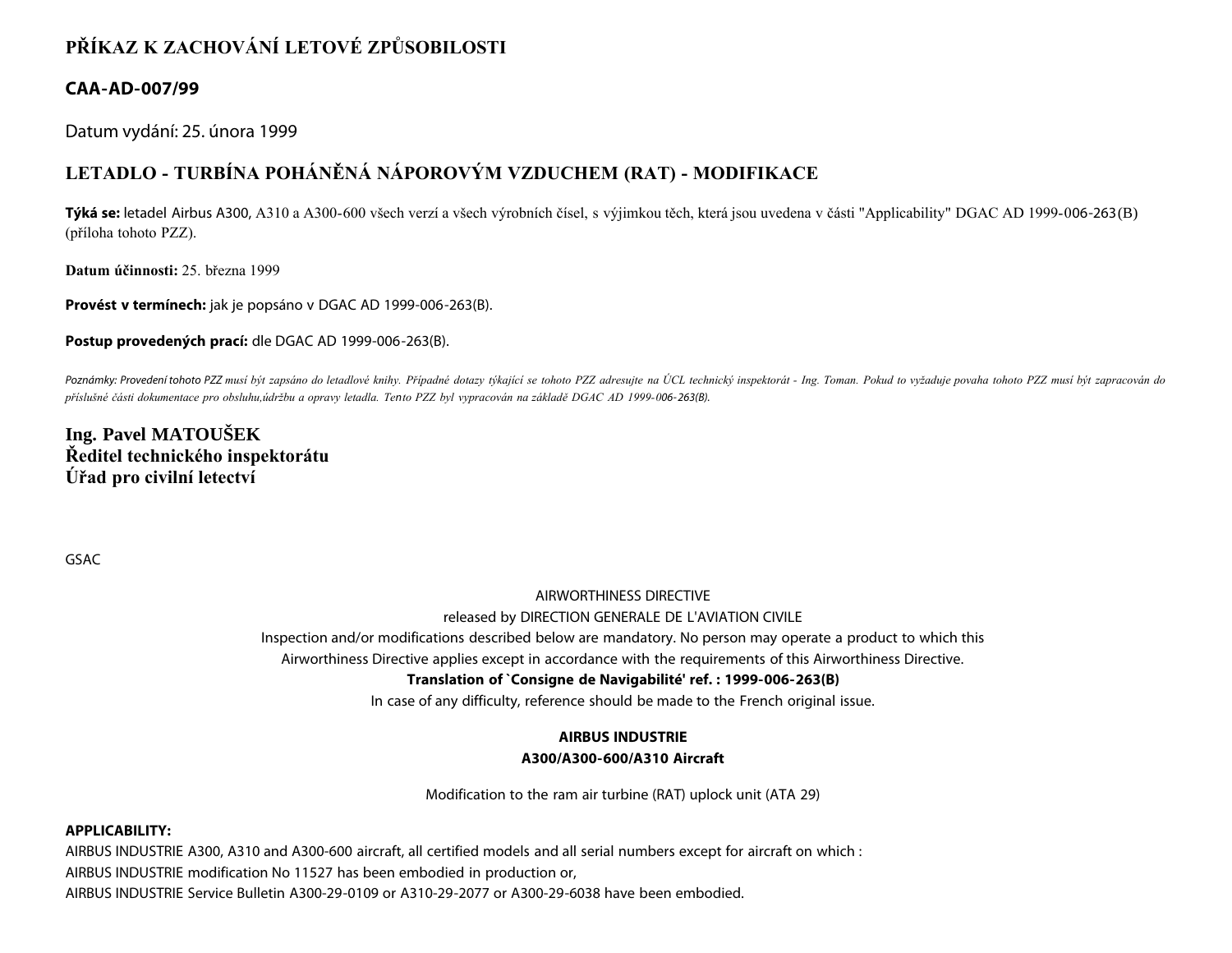# PŘÍKAZ K ZACHOVÁNÍ LETOVÉ ZPŮSOBILOSTI

## CAA-AD-007/99

Datum vydání: 25. února 1999

## LETADLO - TURBÍNA POHÁNĚNÁ NÁPOROVÝM VZDUCHEM (RAT) - MODIFIKACE

**Týká se:** letadel Airbus A300, A310 a A300-600 všech verzí a všech výrobních čísel, s výjimkou těch, která jsou uvedena v části "Applicability" DGAC AD 1999-006-263(B) (příloha tohoto PZZ).

**Datum účinnosti:** 25. března 1999

**Provést v termínech:** jak je popsáno v DGAC AD 1999-006-263(B).

**Postup provedených prací:** dle DGAC AD 1999-006-263(B).

*Poznámky: Provedení tohoto PZZ musí být zapsáno do letadlové knihy. Případné dotazy týkající se tohoto PZZ adresujte na ÚCL technický inspektorát - Ing. Toman. Pokud to vyžaduje povaha tohoto PZZ musí být zapracován do příslušné části dokumentace pro obsluhu,údržbu a opravy letadla. Tento PZZ byl vypracován na základě DGAC AD 1999-006-263(B).*

**Ing. Pavel MATOUŠEK**
**Ředitel technického inspektorátu**
**Úřad pro civilní letectví**

GSAC

AIRWORTHINESS DIRECTIVE

released by DIRECTION GENERALE DE L'AVIATION CIVILE

Inspection and/or modifications described below are mandatory. No person may operate a product to which this Airworthiness Directive applies except in accordance with the requirements of this Airworthiness Directive.

**Translation of `Consigne de Navigabilité' ref. : 1999-006-263(B)**

In case of any difficulty, reference should be made to the French original issue.

**AIRBUS INDUSTRIE**
**A300/A300-600/A310 Aircraft**

Modification to the ram air turbine (RAT) uplock unit (ATA 29)

**APPLICABILITY:**

AIRBUS INDUSTRIE A300, A310 and A300-600 aircraft, all certified models and all serial numbers except for aircraft on which :

AIRBUS INDUSTRIE modification No 11527 has been embodied in production or,

AIRBUS INDUSTRIE Service Bulletin A300-29-0109 or A310-29-2077 or A300-29-6038 have been embodied.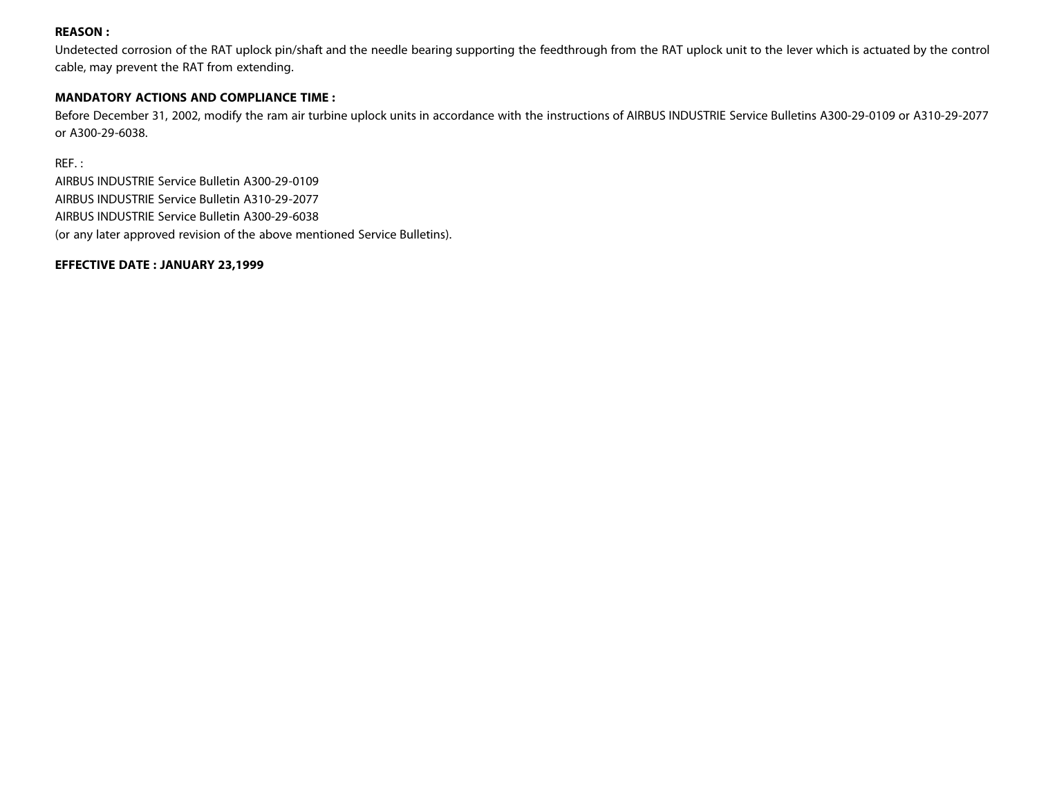**REASON :**

Undetected corrosion of the RAT uplock pin/shaft and the needle bearing supporting the feedthrough from the RAT uplock unit to the lever which is actuated by the control cable, may prevent the RAT from extending.

**MANDATORY ACTIONS AND COMPLIANCE TIME :**

Before December 31, 2002, modify the ram air turbine uplock units in accordance with the instructions of AIRBUS INDUSTRIE Service Bulletins A300-29-0109 or A310-29-2077 or A300-29-6038.

REF. :
AIRBUS INDUSTRIE Service Bulletin A300-29-0109
AIRBUS INDUSTRIE Service Bulletin A310-29-2077
AIRBUS INDUSTRIE Service Bulletin A300-29-6038
(or any later approved revision of the above mentioned Service Bulletins).

**EFFECTIVE DATE : JANUARY 23,1999**